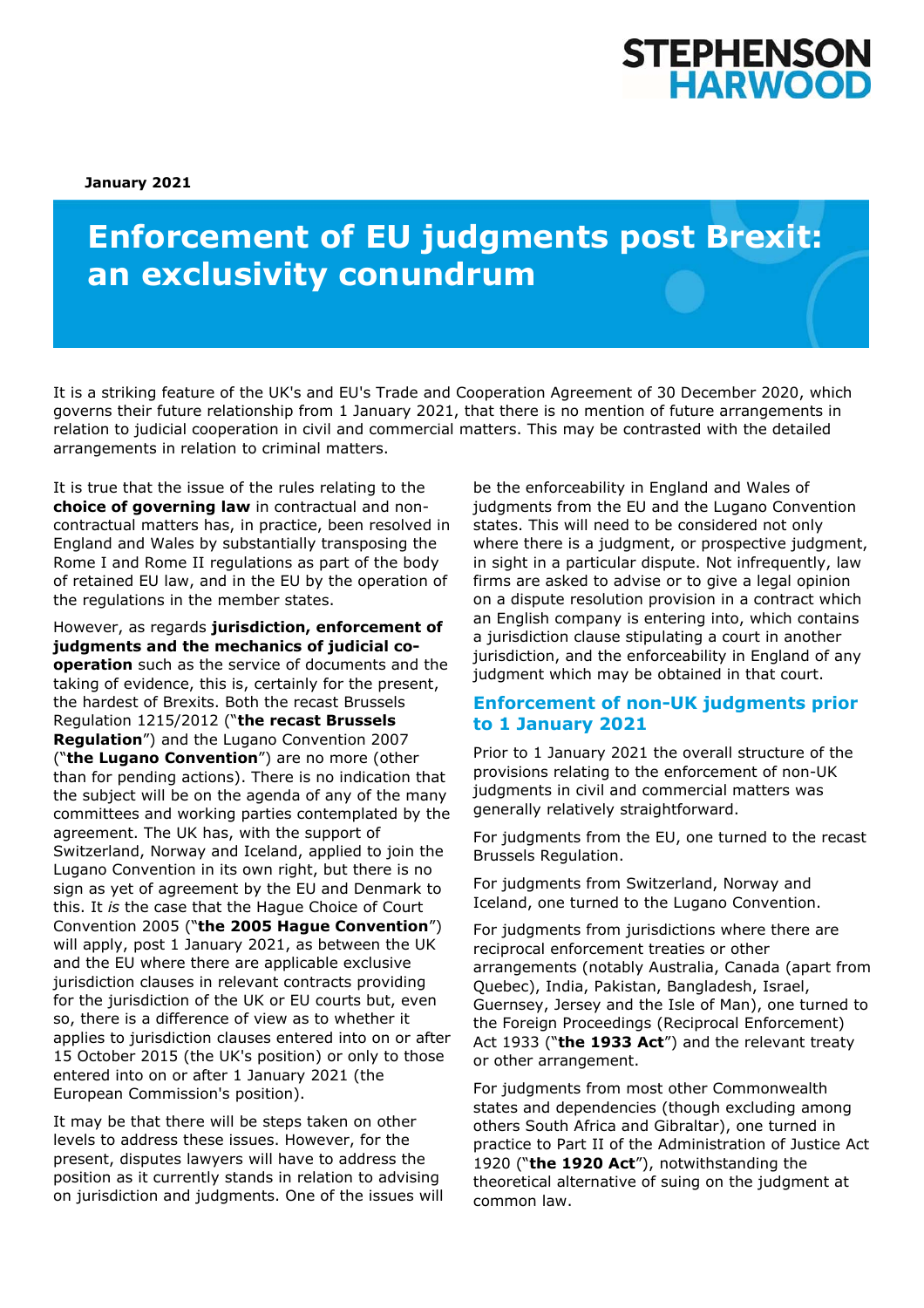January 2021

# Enforcement of EU judgments post Brexit: an exclusivity conundrum

It is a striking feature of the UK's and EU's Trade and Cooperation Agreement of 30 December 2020, which governs their future relationship from 1 January 2021, that there is no mention of future arrangements in relation to judicial cooperation in civil and commercial matters. This may be contrasted with the detailed arrangements in relation to criminal matters.

It is true that the issue of the rules relating to the **choice of governing law** in contractual and non-contractual matters has, in practice, been resolved in England and Wales by substantially transposing the Rome I and Rome II regulations as part of the body of retained EU law, and in the EU by the operation of the regulations in the member states.

However, as regards **jurisdiction, enforcement of judgments and the mechanics of judicial co-operation** such as the service of documents and the taking of evidence, this is, certainly for the present, the hardest of Brexits. Both the recast Brussels Regulation 1215/2012 ("**the recast Brussels Regulation**") and the Lugano Convention 2007 ("**the Lugano Convention**") are no more (other than for pending actions). There is no indication that the subject will be on the agenda of any of the many committees and working parties contemplated by the agreement. The UK has, with the support of Switzerland, Norway and Iceland, applied to join the Lugano Convention in its own right, but there is no sign as yet of agreement by the EU and Denmark to this. It *is* the case that the Hague Choice of Court Convention 2005 ("**the 2005 Hague Convention**") will apply, post 1 January 2021, as between the UK and the EU where there are applicable exclusive jurisdiction clauses in relevant contracts providing for the jurisdiction of the UK or EU courts but, even so, there is a difference of view as to whether it applies to jurisdiction clauses entered into on or after 15 October 2015 (the UK's position) or only to those entered into on or after 1 January 2021 (the European Commission's position).

It may be that there will be steps taken on other levels to address these issues. However, for the present, disputes lawyers will have to address the position as it currently stands in relation to advising on jurisdiction and judgments. One of the issues will be the enforceability in England and Wales of judgments from the EU and the Lugano Convention states. This will need to be considered not only where there is a judgment, or prospective judgment, in sight in a particular dispute. Not infrequently, law firms are asked to advise or to give a legal opinion on a dispute resolution provision in a contract which an English company is entering into, which contains a jurisdiction clause stipulating a court in another jurisdiction, and the enforceability in England of any judgment which may be obtained in that court.

## Enforcement of non-UK judgments prior to 1 January 2021

Prior to 1 January 2021 the overall structure of the provisions relating to the enforcement of non-UK judgments in civil and commercial matters was generally relatively straightforward.

For judgments from the EU, one turned to the recast Brussels Regulation.

For judgments from Switzerland, Norway and Iceland, one turned to the Lugano Convention.

For judgments from jurisdictions where there are reciprocal enforcement treaties or other arrangements (notably Australia, Canada (apart from Quebec), India, Pakistan, Bangladesh, Israel, Guernsey, Jersey and the Isle of Man), one turned to the Foreign Proceedings (Reciprocal Enforcement) Act 1933 ("**the 1933 Act**") and the relevant treaty or other arrangement.

For judgments from most other Commonwealth states and dependencies (though excluding among others South Africa and Gibraltar), one turned in practice to Part II of the Administration of Justice Act 1920 ("**the 1920 Act**"), notwithstanding the theoretical alternative of suing on the judgment at common law.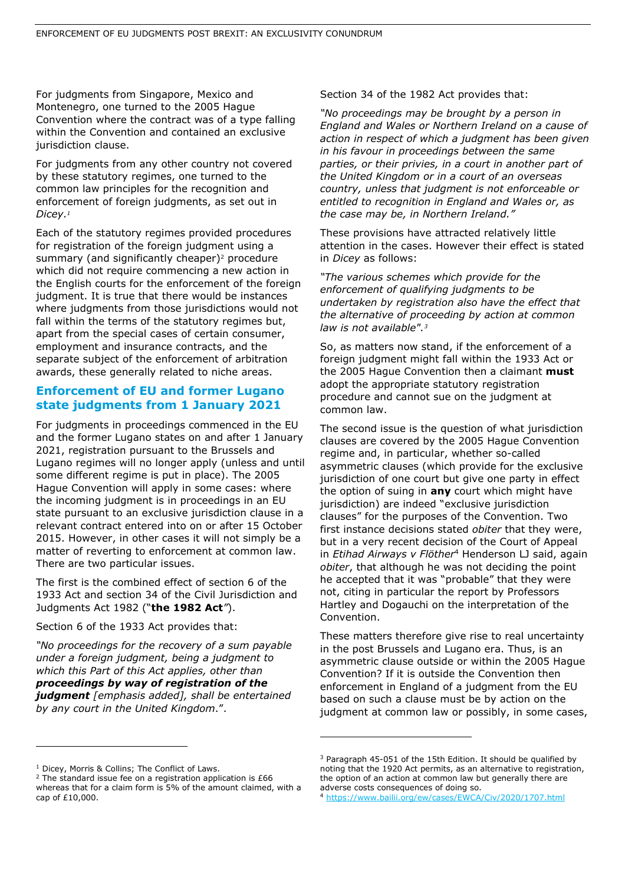For judgments from Singapore, Mexico and Montenegro, one turned to the 2005 Hague Convention where the contract was of a type falling within the Convention and contained an exclusive jurisdiction clause.

For judgments from any other country not covered by these statutory regimes, one turned to the common law principles for the recognition and enforcement of foreign judgments, as set out in *Dicey*.[1]

Each of the statutory regimes provided procedures for registration of the foreign judgment using a summary (and significantly cheaper)[2] procedure which did not require commencing a new action in the English courts for the enforcement of the foreign judgment. It is true that there would be instances where judgments from those jurisdictions would not fall within the terms of the statutory regimes but, apart from the special cases of certain consumer, employment and insurance contracts, and the separate subject of the enforcement of arbitration awards, these generally related to niche areas.

## Enforcement of EU and former Lugano state judgments from 1 January 2021

For judgments in proceedings commenced in the EU and the former Lugano states on and after 1 January 2021, registration pursuant to the Brussels and Lugano regimes will no longer apply (unless and until some different regime is put in place). The 2005 Hague Convention will apply in some cases: where the incoming judgment is in proceedings in an EU state pursuant to an exclusive jurisdiction clause in a relevant contract entered into on or after 15 October 2015. However, in other cases it will not simply be a matter of reverting to enforcement at common law. There are two particular issues.

The first is the combined effect of section 6 of the 1933 Act and section 34 of the Civil Jurisdiction and Judgments Act 1982 ("**the 1982 Act**").

Section 6 of the 1933 Act provides that:

*"No proceedings for the recovery of a sum payable under a foreign judgment, being a judgment to which this Part of this Act applies, other than **proceedings by way of registration of the judgment** [emphasis added], shall be entertained by any court in the United Kingdom*.".

Section 34 of the 1982 Act provides that:

*"No proceedings may be brought by a person in England and Wales or Northern Ireland on a cause of action in respect of which a judgment has been given in his favour in proceedings between the same parties, or their privies, in a court in another part of the United Kingdom or in a court of an overseas country, unless that judgment is not enforceable or entitled to recognition in England and Wales or, as the case may be, in Northern Ireland."*

These provisions have attracted relatively little attention in the cases. However their effect is stated in *Dicey* as follows:

*"The various schemes which provide for the enforcement of qualifying judgments to be undertaken by registration also have the effect that the alternative of proceeding by action at common law is not available".*[3]

So, as matters now stand, if the enforcement of a foreign judgment might fall within the 1933 Act or the 2005 Hague Convention then a claimant **must** adopt the appropriate statutory registration procedure and cannot sue on the judgment at common law.

The second issue is the question of what jurisdiction clauses are covered by the 2005 Hague Convention regime and, in particular, whether so-called asymmetric clauses (which provide for the exclusive jurisdiction of one court but give one party in effect the option of suing in **any** court which might have jurisdiction) are indeed "exclusive jurisdiction clauses" for the purposes of the Convention. Two first instance decisions stated *obiter* that they were, but in a very recent decision of the Court of Appeal in *Etihad Airways v Flöther*[4] Henderson LJ said, again *obiter*, that although he was not deciding the point he accepted that it was "probable" that they were not, citing in particular the report by Professors Hartley and Dogauchi on the interpretation of the Convention.

These matters therefore give rise to real uncertainty in the post Brussels and Lugano era. Thus, is an asymmetric clause outside or within the 2005 Hague Convention? If it is outside the Convention then enforcement in England of a judgment from the EU based on such a clause must be by action on the judgment at common law or possibly, in some cases,

---

[1] Dicey, Morris & Collins; The Conflict of Laws.

[2] The standard issue fee on a registration application is £66 whereas that for a claim form is 5% of the amount claimed, with a cap of £10,000.

[3] Paragraph 45-051 of the 15th Edition. It should be qualified by noting that the 1920 Act permits, as an alternative to registration, the option of an action at common law but generally there are adverse costs consequences of doing so.

[4] https://www.bailii.org/ew/cases/EWCA/Civ/2020/1707.html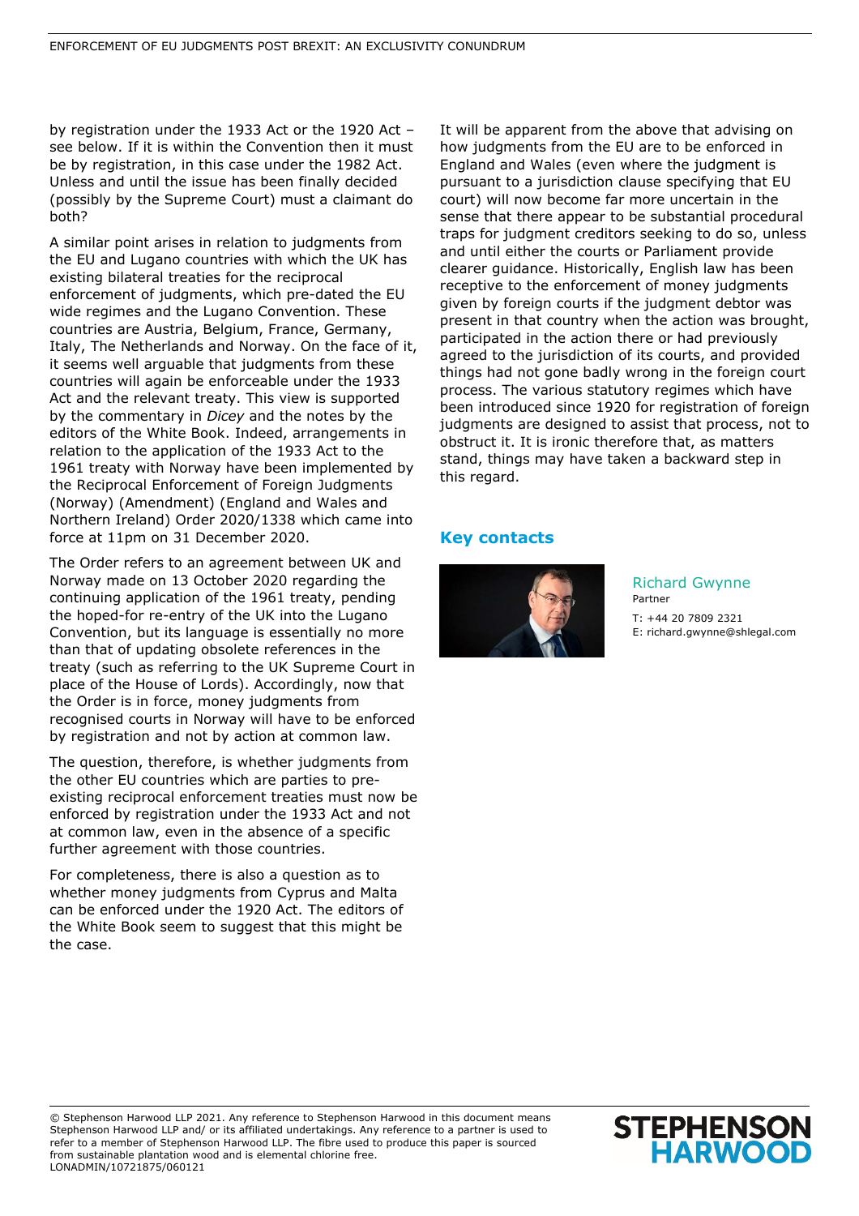by registration under the 1933 Act or the 1920 Act – see below. If it is within the Convention then it must be by registration, in this case under the 1982 Act. Unless and until the issue has been finally decided (possibly by the Supreme Court) must a claimant do both?

A similar point arises in relation to judgments from the EU and Lugano countries with which the UK has existing bilateral treaties for the reciprocal enforcement of judgments, which pre-dated the EU wide regimes and the Lugano Convention. These countries are Austria, Belgium, France, Germany, Italy, The Netherlands and Norway. On the face of it, it seems well arguable that judgments from these countries will again be enforceable under the 1933 Act and the relevant treaty. This view is supported by the commentary in *Dicey* and the notes by the editors of the White Book. Indeed, arrangements in relation to the application of the 1933 Act to the 1961 treaty with Norway have been implemented by the Reciprocal Enforcement of Foreign Judgments (Norway) (Amendment) (England and Wales and Northern Ireland) Order 2020/1338 which came into force at 11pm on 31 December 2020.

The Order refers to an agreement between UK and Norway made on 13 October 2020 regarding the continuing application of the 1961 treaty, pending the hoped-for re-entry of the UK into the Lugano Convention, but its language is essentially no more than that of updating obsolete references in the treaty (such as referring to the UK Supreme Court in place of the House of Lords). Accordingly, now that the Order is in force, money judgments from recognised courts in Norway will have to be enforced by registration and not by action at common law.

The question, therefore, is whether judgments from the other EU countries which are parties to pre-existing reciprocal enforcement treaties must now be enforced by registration under the 1933 Act and not at common law, even in the absence of a specific further agreement with those countries.

For completeness, there is also a question as to whether money judgments from Cyprus and Malta can be enforced under the 1920 Act. The editors of the White Book seem to suggest that this might be the case.

It will be apparent from the above that advising on how judgments from the EU are to be enforced in England and Wales (even where the judgment is pursuant to a jurisdiction clause specifying that EU court) will now become far more uncertain in the sense that there appear to be substantial procedural traps for judgment creditors seeking to do so, unless and until either the courts or Parliament provide clearer guidance. Historically, English law has been receptive to the enforcement of money judgments given by foreign courts if the judgment debtor was present in that country when the action was brought, participated in the action there or had previously agreed to the jurisdiction of its courts, and provided things had not gone badly wrong in the foreign court process. The various statutory regimes which have been introduced since 1920 for registration of foreign judgments are designed to assist that process, not to obstruct it. It is ironic therefore that, as matters stand, things may have taken a backward step in this regard.

## Key contacts

Richard Gwynne
Partner
T: +44 20 7809 2321
E: richard.gwynne@shlegal.com

© Stephenson Harwood LLP 2021. Any reference to Stephenson Harwood in this document means Stephenson Harwood LLP and/ or its affiliated undertakings. Any reference to a partner is used to refer to a member of Stephenson Harwood LLP. The fibre used to produce this paper is sourced from sustainable plantation wood and is elemental chlorine free.
LONADMIN/10721875/060121